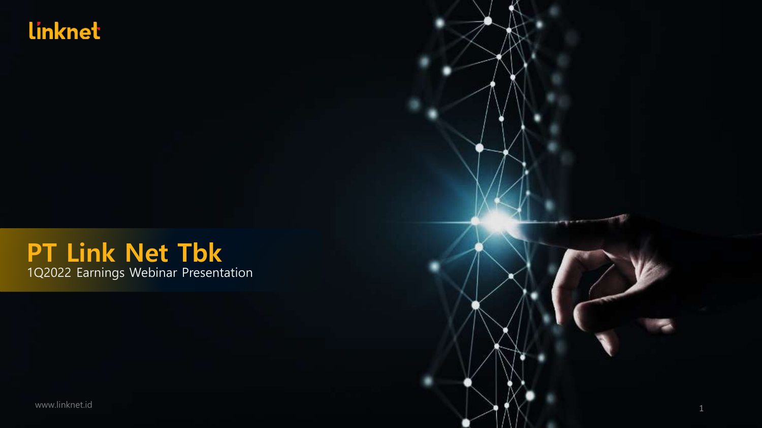linknet

# PT Link Net Tbk

1Q2022 Earnings Webinar Presentation

www.linknet.id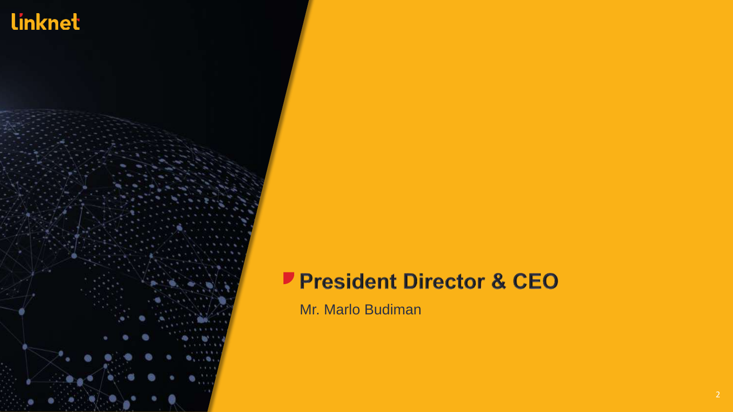linknet

## President Director & CEO

Mr. Marlo Budiman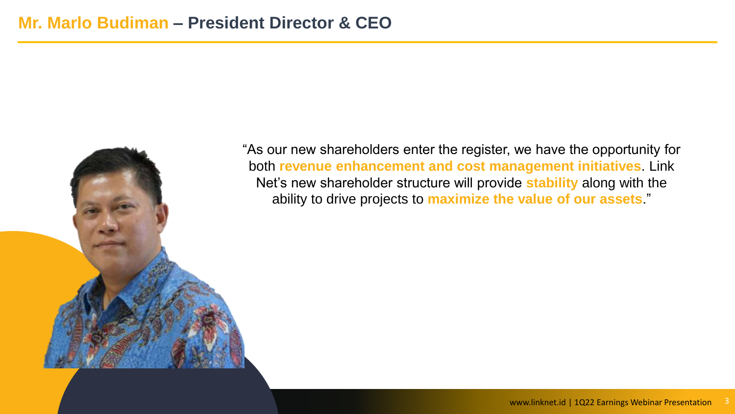# Mr. Marlo Budiman – President Director & CEO

"As our new shareholders enter the register, we have the opportunity for both **revenue enhancement and cost management initiatives**. Link Net's new shareholder structure will provide **stability** along with the ability to drive projects to **maximize the value of our assets**."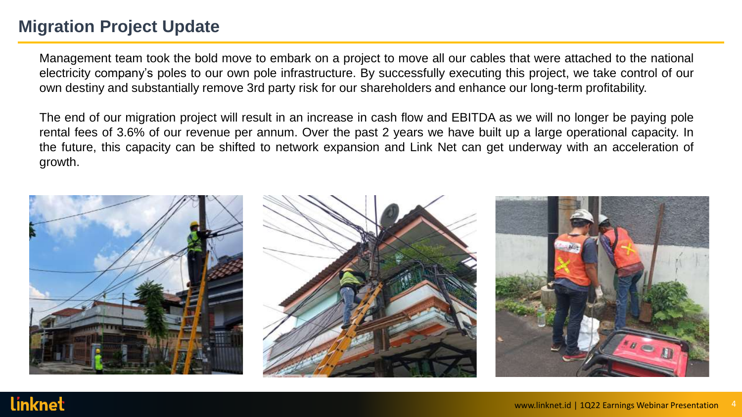# Migration Project Update

Management team took the bold move to embark on a project to move all our cables that were attached to the national electricity company's poles to our own pole infrastructure. By successfully executing this project, we take control of our own destiny and substantially remove 3rd party risk for our shareholders and enhance our long-term profitability.

The end of our migration project will result in an increase in cash flow and EBITDA as we will no longer be paying pole rental fees of 3.6% of our revenue per annum. Over the past 2 years we have built up a large operational capacity. In the future, this capacity can be shifted to network expansion and Link Net can get underway with an acceleration of growth.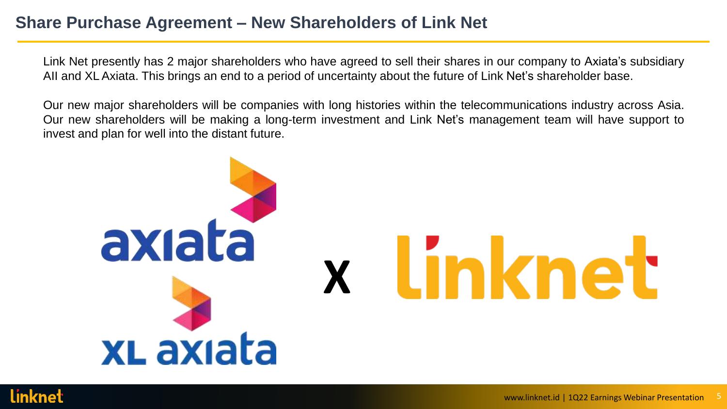## Share Purchase Agreement – New Shareholders of Link Net

Link Net presently has 2 major shareholders who have agreed to sell their shares in our company to Axiata's subsidiary AII and XL Axiata. This brings an end to a period of uncertainty about the future of Link Net's shareholder base.

Our new major shareholders will be companies with long histories within the telecommunications industry across Asia. Our new shareholders will be making a long-term investment and Link Net's management team will have support to invest and plan for well into the distant future.

axiata

xl axiata

x

linknet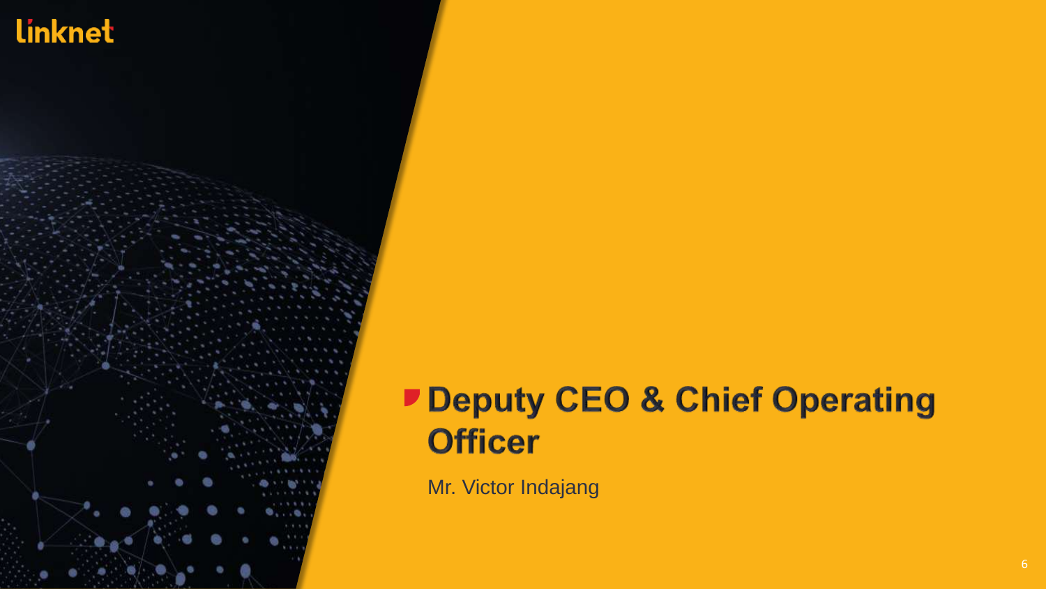# Deputy CEO & Chief Operating Officer

Mr. Victor Indajang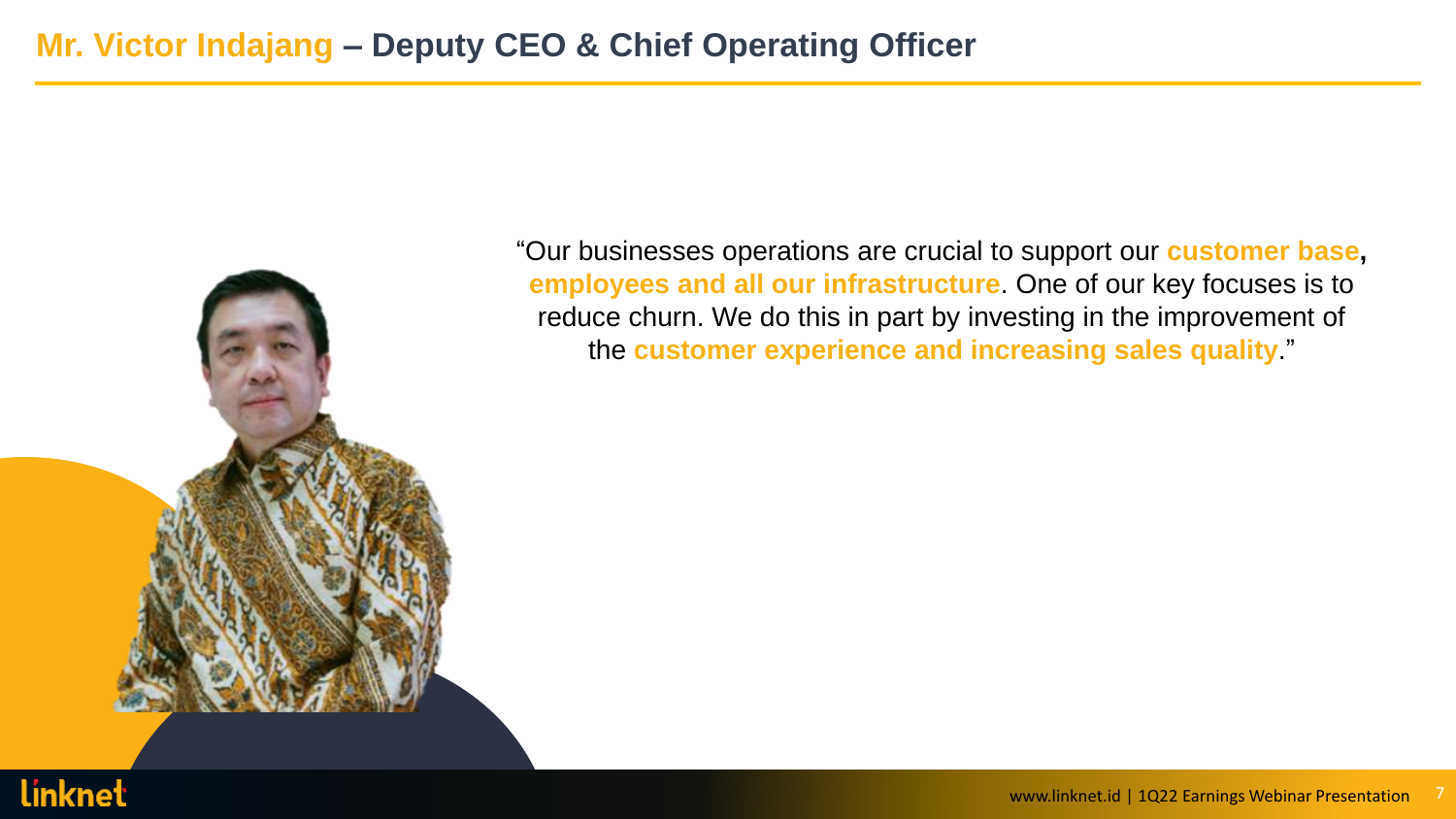# Mr. Victor Indajang – Deputy CEO & Chief Operating Officer

"Our businesses operations are crucial to support our **customer base, employees and all our infrastructure**. One of our key focuses is to reduce churn. We do this in part by investing in the improvement of the **customer experience and increasing sales quality**."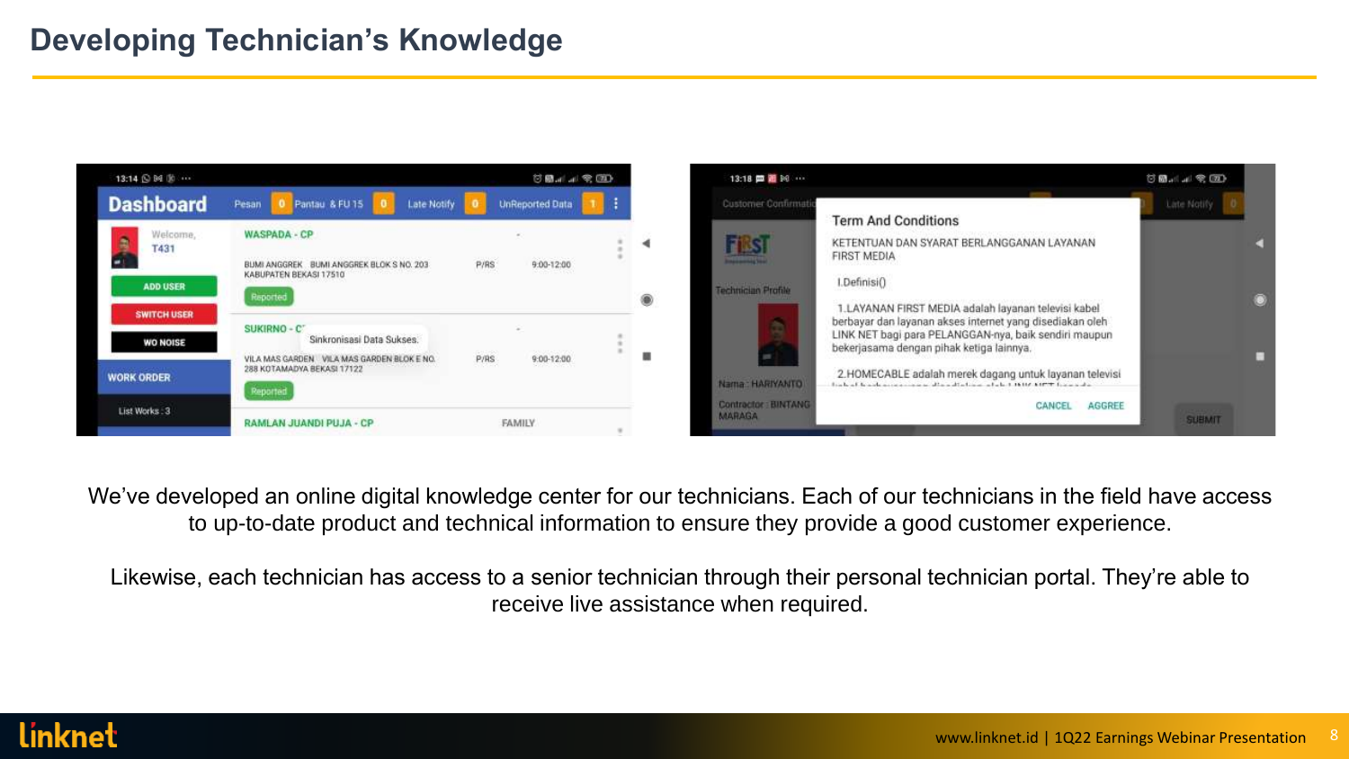# Developing Technician's Knowledge

We've developed an online digital knowledge center for our technicians. Each of our technicians in the field have access to up-to-date product and technical information to ensure they provide a good customer experience.

Likewise, each technician has access to a senior technician through their personal technician portal. They're able to receive live assistance when required.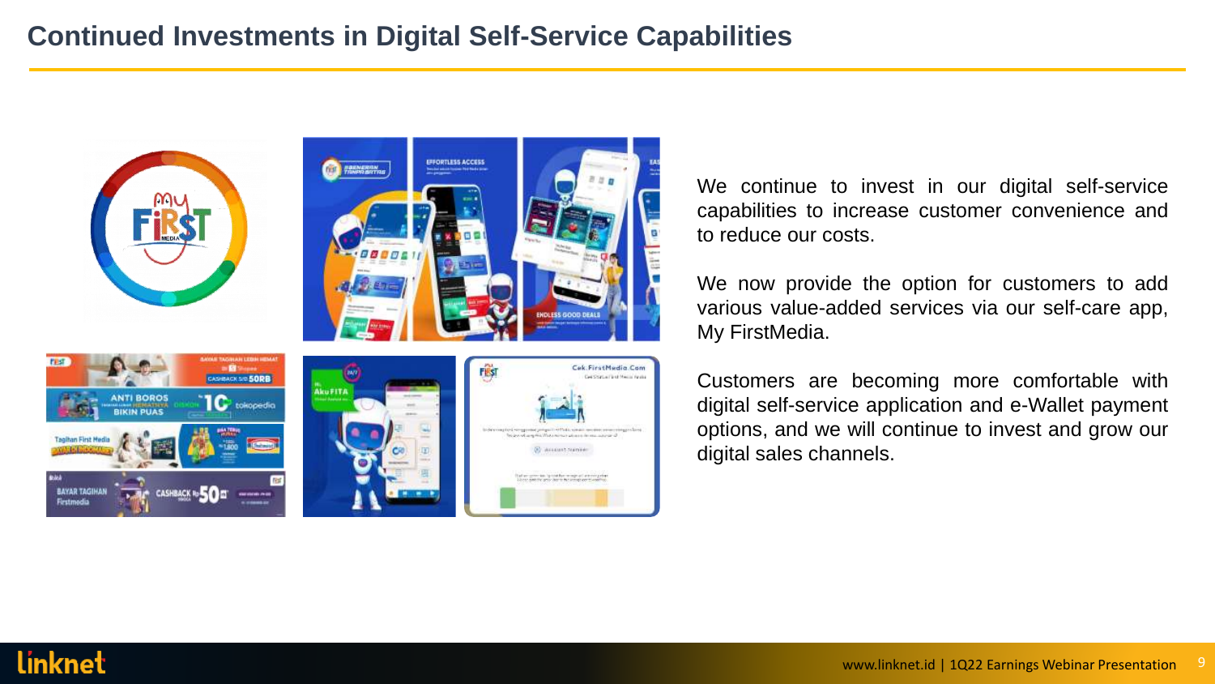# Continued Investments in Digital Self-Service Capabilities

We continue to invest in our digital self-service capabilities to increase customer convenience and to reduce our costs.

We now provide the option for customers to add various value-added services via our self-care app, My FirstMedia.

Customers are becoming more comfortable with digital self-service application and e-Wallet payment options, and we will continue to invest and grow our digital sales channels.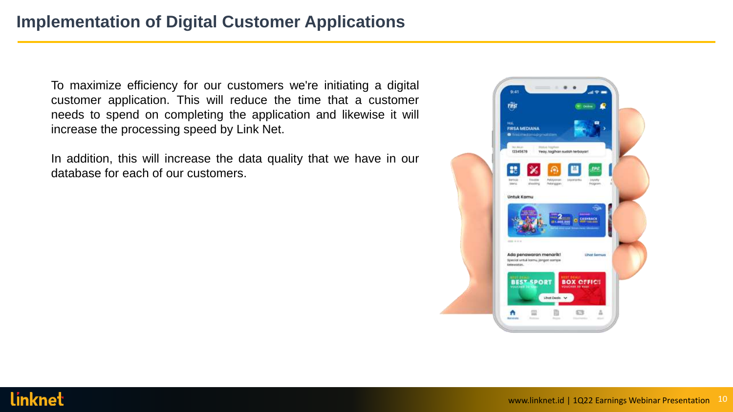# Implementation of Digital Customer Applications

To maximize efficiency for our customers we're initiating a digital customer application. This will reduce the time that a customer needs to spend on completing the application and likewise it will increase the processing speed by Link Net.

In addition, this will increase the data quality that we have in our database for each of our customers.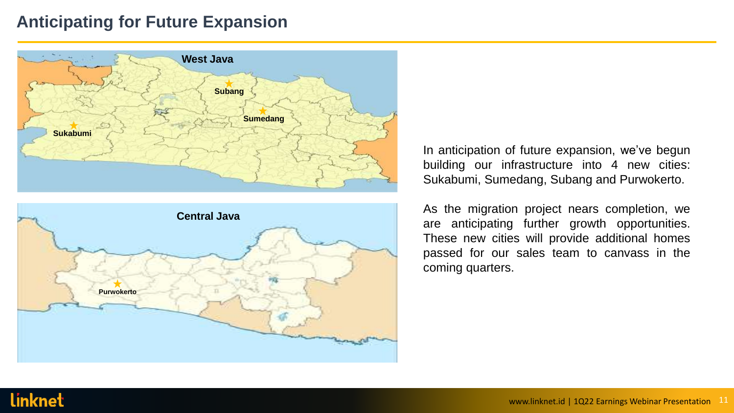# Anticipating for Future Expansion

West Java

Subang

Sumedang

Sukabumi

Central Java

Purwokerto

In anticipation of future expansion, we've begun building our infrastructure into 4 new cities: Sukabumi, Sumedang, Subang and Purwokerto.

As the migration project nears completion, we are anticipating further growth opportunities. These new cities will provide additional homes passed for our sales team to canvass in the coming quarters.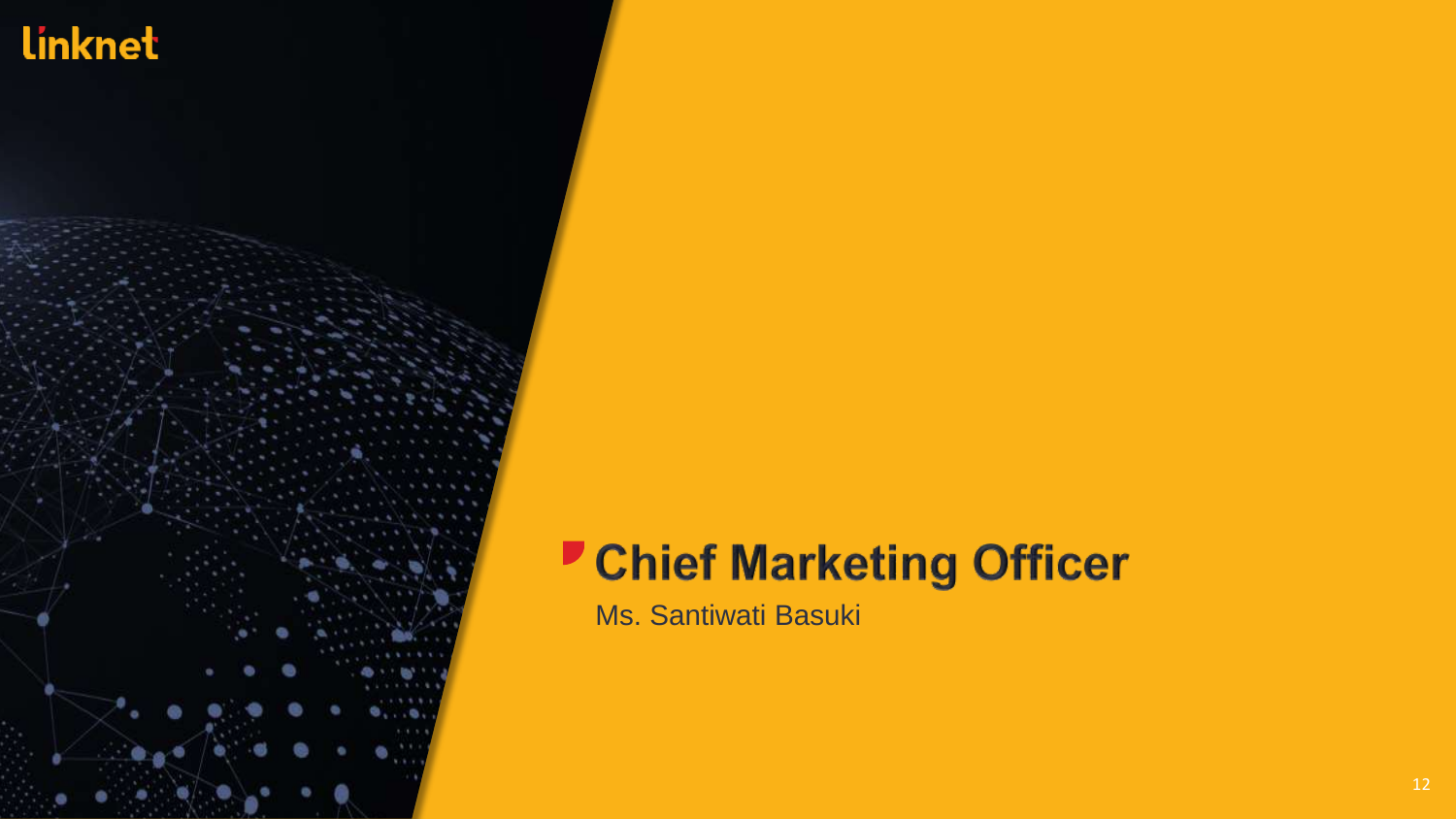## Chief Marketing Officer

Ms. Santiwati Basuki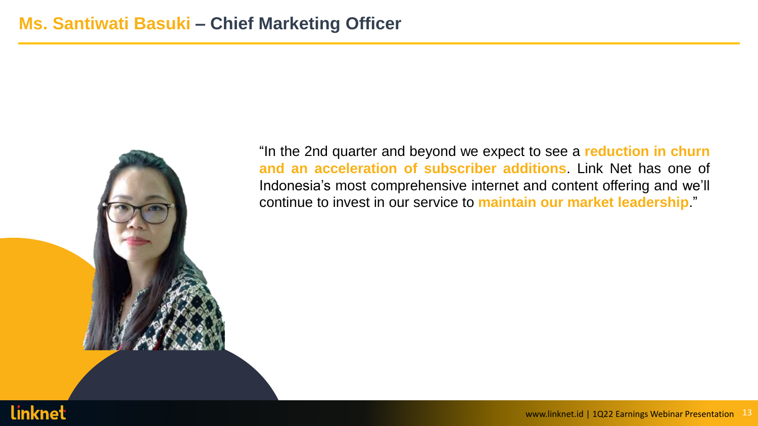# Ms. Santiwati Basuki – Chief Marketing Officer

"In the 2nd quarter and beyond we expect to see a **reduction in churn and an acceleration of subscriber additions**. Link Net has one of Indonesia's most comprehensive internet and content offering and we'll continue to invest in our service to **maintain our market leadership**."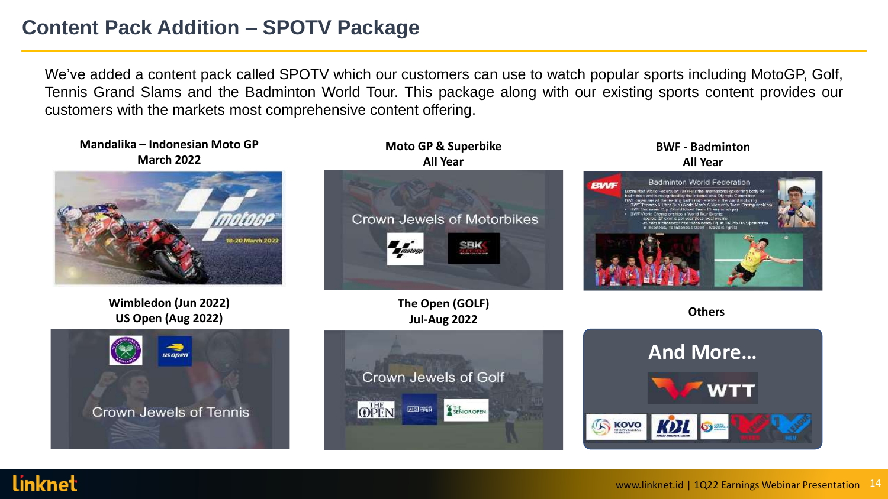# Content Pack Addition – SPOTV Package

We've added a content pack called SPOTV which our customers can use to watch popular sports including MotoGP, Golf, Tennis Grand Slams and the Badminton World Tour. This package along with our existing sports content provides our customers with the markets most comprehensive content offering.

**Mandalika – Indonesian Moto GP**
**March 2022**

**Moto GP & Superbike**
**All Year**

Crown Jewels of Motorbikes

**BWF - Badminton**
**All Year**

**Wimbledon (Jun 2022)**
**US Open (Aug 2022)**

Crown Jewels of Tennis

**The Open (GOLF)**
**Jul-Aug 2022**

Crown Jewels of Golf

**Others**

And More…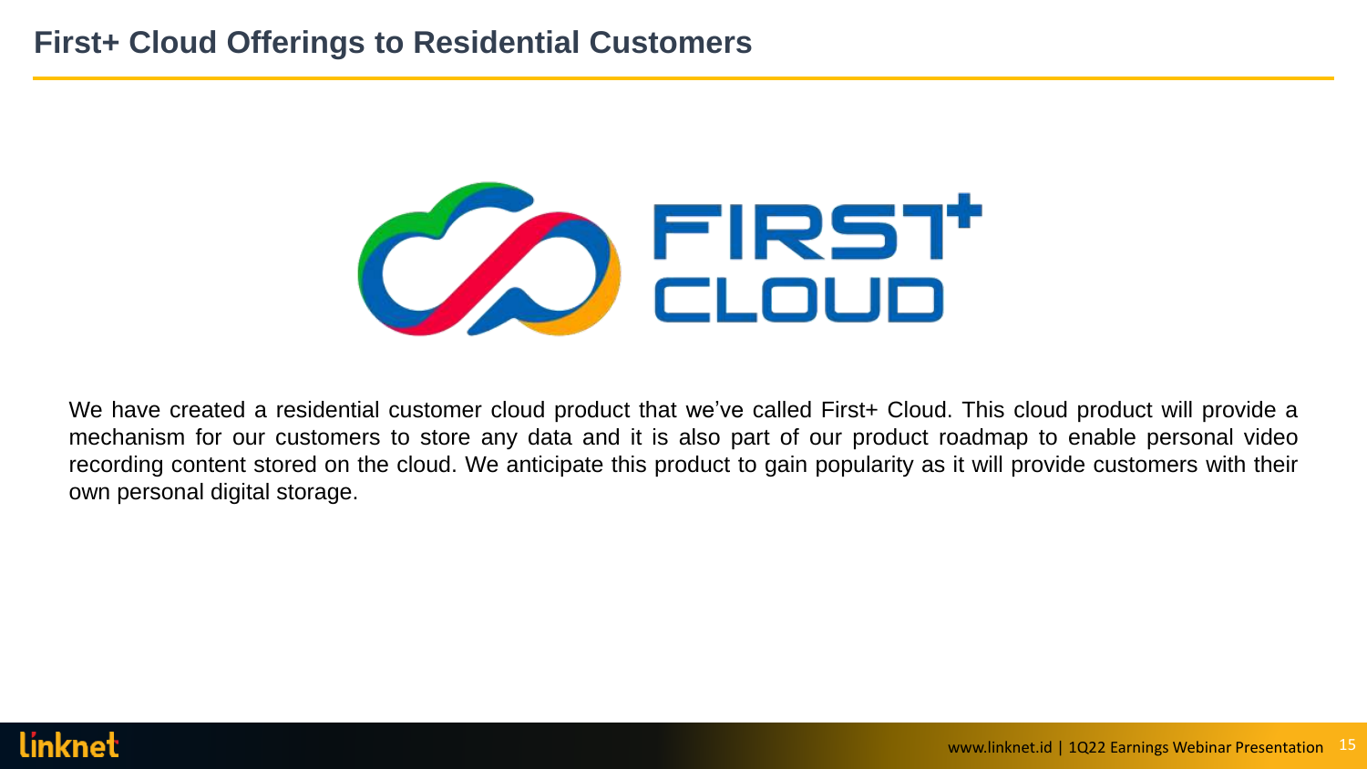# First+ Cloud Offerings to Residential Customers

We have created a residential customer cloud product that we've called First+ Cloud. This cloud product will provide a mechanism for our customers to store any data and it is also part of our product roadmap to enable personal video recording content stored on the cloud. We anticipate this product to gain popularity as it will provide customers with their own personal digital storage.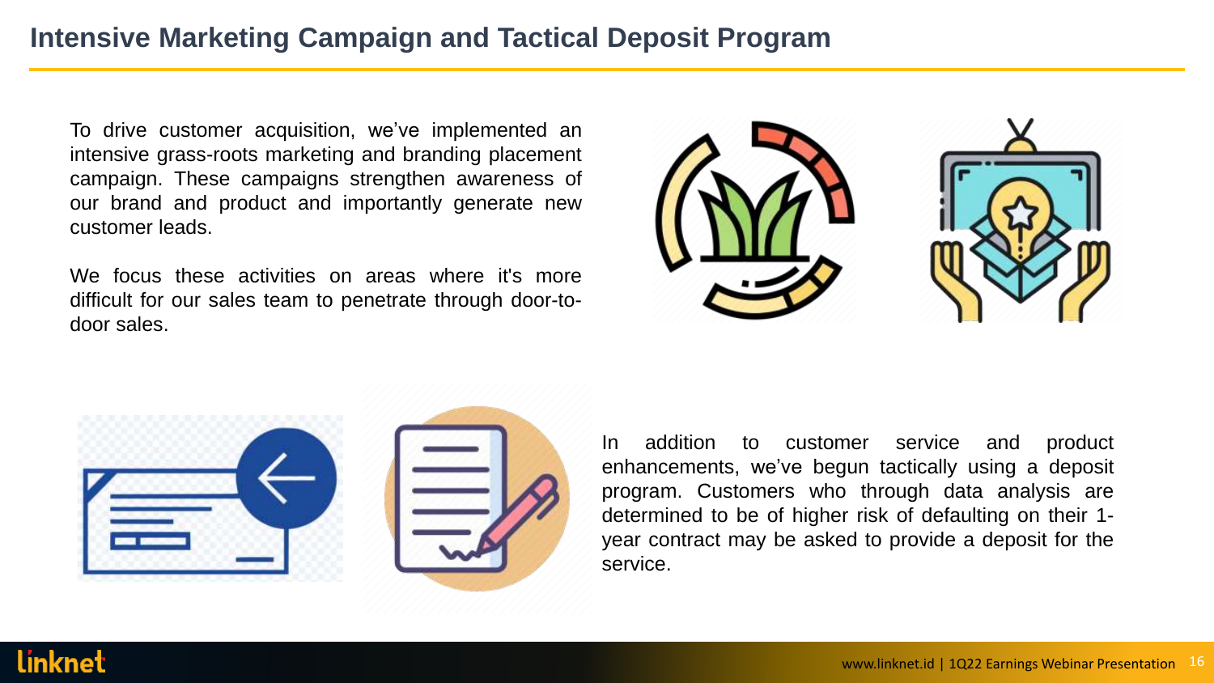# Intensive Marketing Campaign and Tactical Deposit Program

To drive customer acquisition, we've implemented an intensive grass-roots marketing and branding placement campaign. These campaigns strengthen awareness of our brand and product and importantly generate new customer leads.

We focus these activities on areas where it's more difficult for our sales team to penetrate through door-to-door sales.

In addition to customer service and product enhancements, we've begun tactically using a deposit program. Customers who through data analysis are determined to be of higher risk of defaulting on their 1-year contract may be asked to provide a deposit for the service.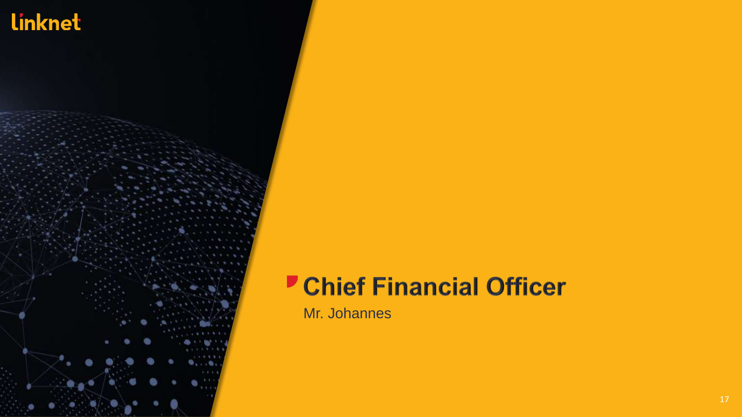## Chief Financial Officer

Mr. Johannes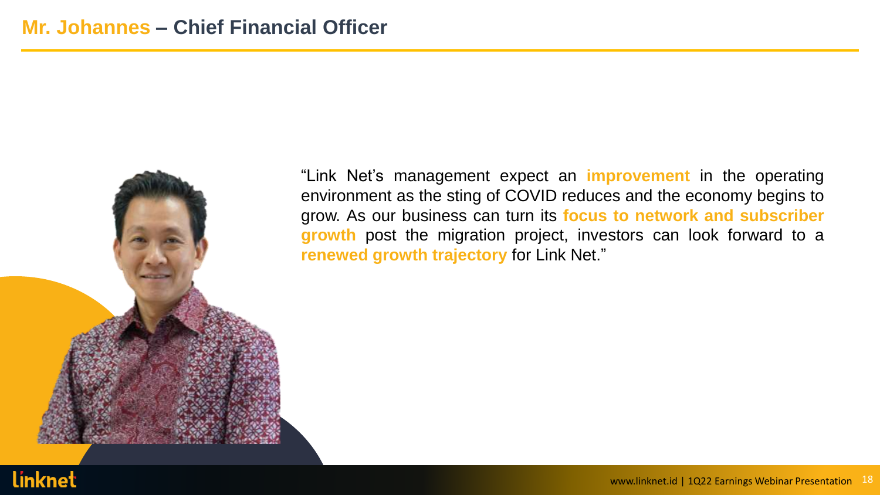# Mr. Johannes – Chief Financial Officer

"Link Net's management expect an **improvement** in the operating environment as the sting of COVID reduces and the economy begins to grow. As our business can turn its **focus to network and subscriber growth** post the migration project, investors can look forward to a **renewed growth trajectory** for Link Net."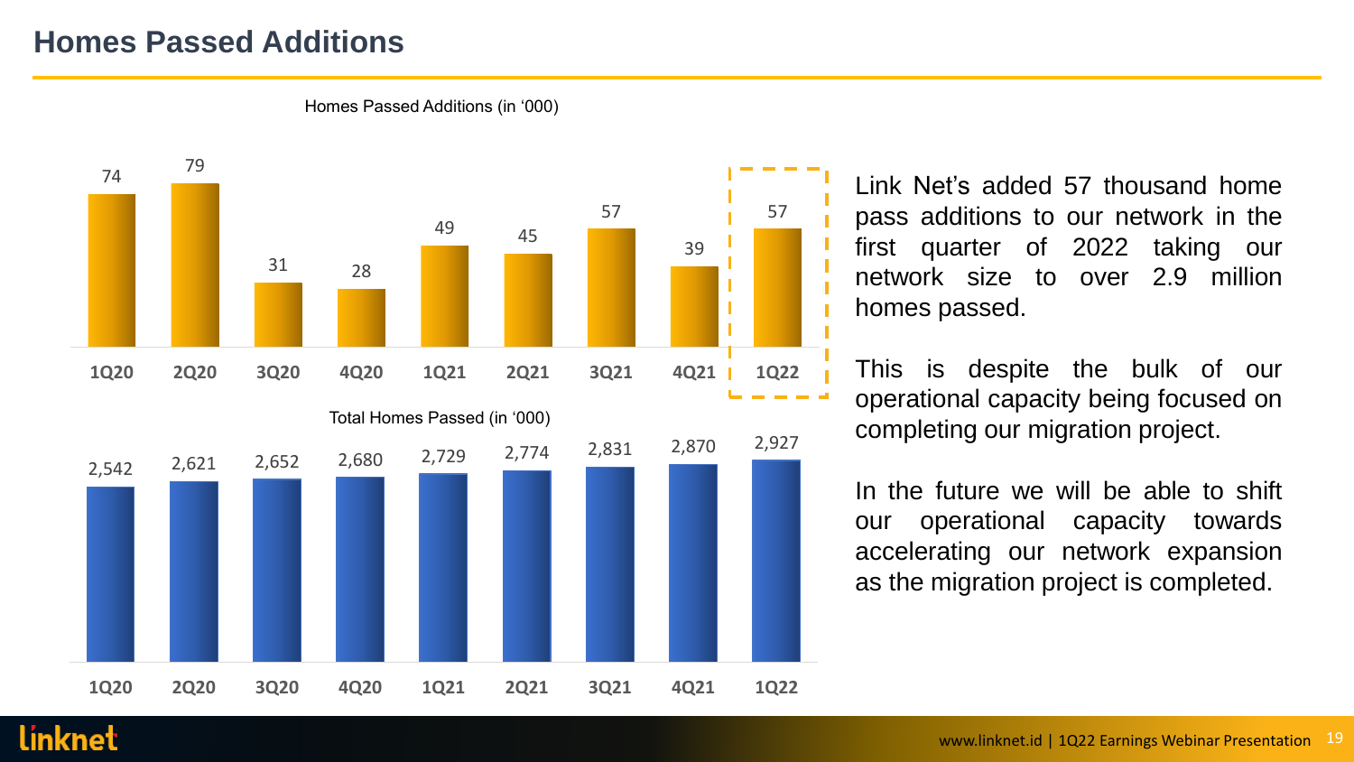# Homes Passed Additions

Homes Passed Additions (in '000)

| 1Q20 | 2Q20 | 3Q20 | 4Q20 | 1Q21 | 2Q21 | 3Q21 | 4Q21 | 1Q22 |
|---|---|---|---|---|---|---|---|---|
| 74 | 79 | 31 | 28 | 49 | 45 | 57 | 39 | 57 |

Total Homes Passed (in '000)

| 1Q20 | 2Q20 | 3Q20 | 4Q20 | 1Q21 | 2Q21 | 3Q21 | 4Q21 | 1Q22 |
|---|---|---|---|---|---|---|---|---|
| 2,542 | 2,621 | 2,652 | 2,680 | 2,729 | 2,774 | 2,831 | 2,870 | 2,927 |

Link Net's added 57 thousand home pass additions to our network in the first quarter of 2022 taking our network size to over 2.9 million homes passed.

This is despite the bulk of our operational capacity being focused on completing our migration project.

In the future we will be able to shift our operational capacity towards accelerating our network expansion as the migration project is completed.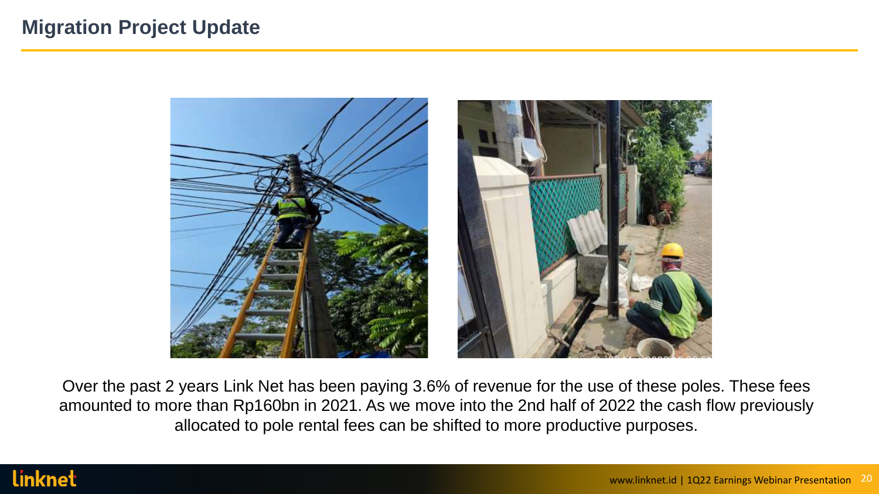# Migration Project Update

Over the past 2 years Link Net has been paying 3.6% of revenue for the use of these poles. These fees amounted to more than Rp160bn in 2021. As we move into the 2nd half of 2022 the cash flow previously allocated to pole rental fees can be shifted to more productive purposes.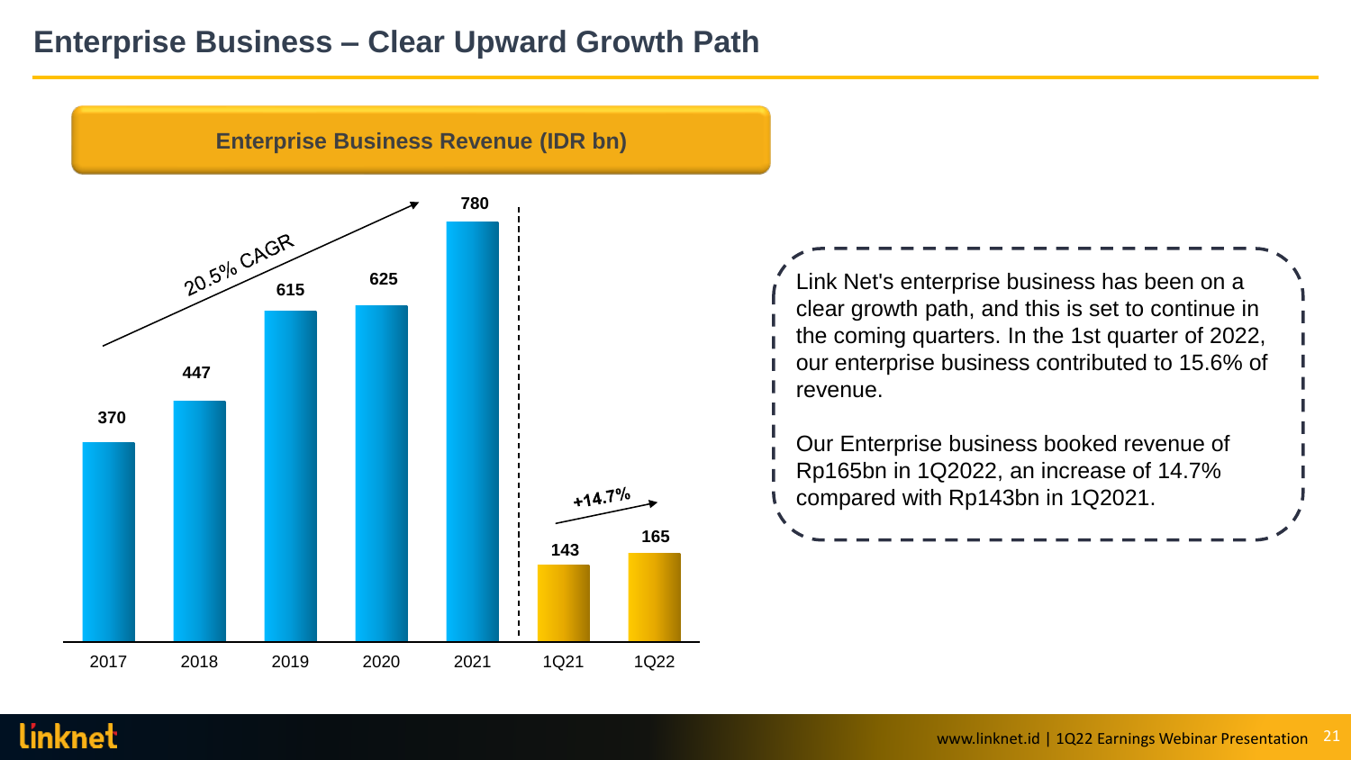# Enterprise Business – Clear Upward Growth Path

## Enterprise Business Revenue (IDR bn)

| | 2017 | 2018 | 2019 | 2020 | 2021 | 1Q21 | 1Q22 |
|---|---|---|---|---|---|---|---|
| Revenue | 370 | 447 | 615 | 625 | 780 | 143 | 165 |

20.5% CAGR (2017–2021)

+14.7% (1Q21–1Q22)

Link Net's enterprise business has been on a clear growth path, and this is set to continue in the coming quarters. In the 1st quarter of 2022, our enterprise business contributed to 15.6% of revenue.

Our Enterprise business booked revenue of Rp165bn in 1Q2022, an increase of 14.7% compared with Rp143bn in 1Q2021.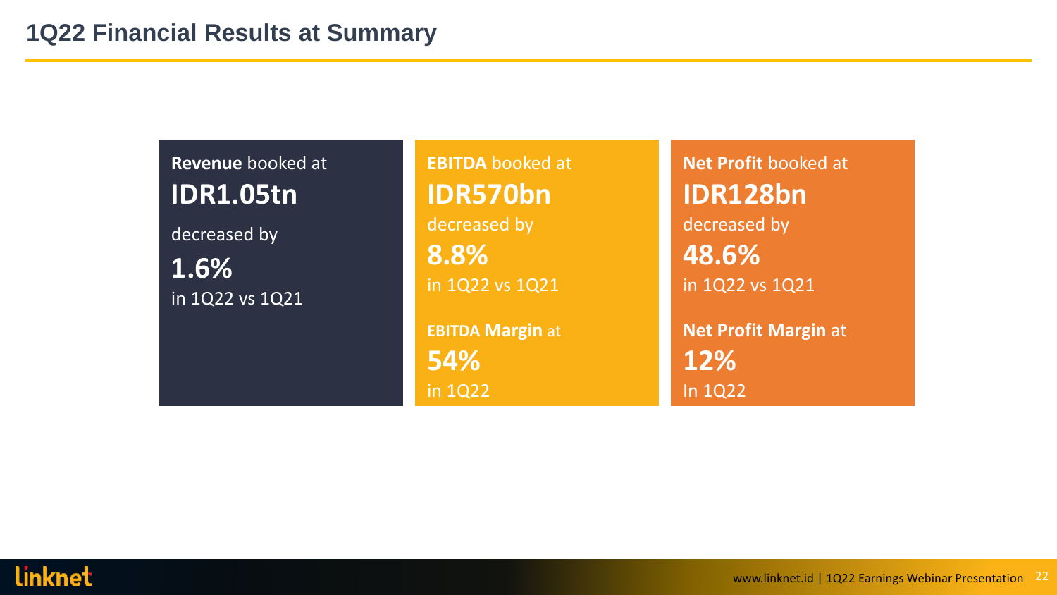# 1Q22 Financial Results at Summary

**Revenue** booked at

**IDR1.05tn**

decreased by

**1.6%**

in 1Q22 vs 1Q21

**EBITDA** booked at

**IDR570bn**

decreased by

**8.8%**

in 1Q22 vs 1Q21

**EBITDA Margin** at

**54%**

in 1Q22

**Net Profit** booked at

**IDR128bn**

decreased by

**48.6%**

in 1Q22 vs 1Q21

**Net Profit Margin** at

**12%**

In 1Q22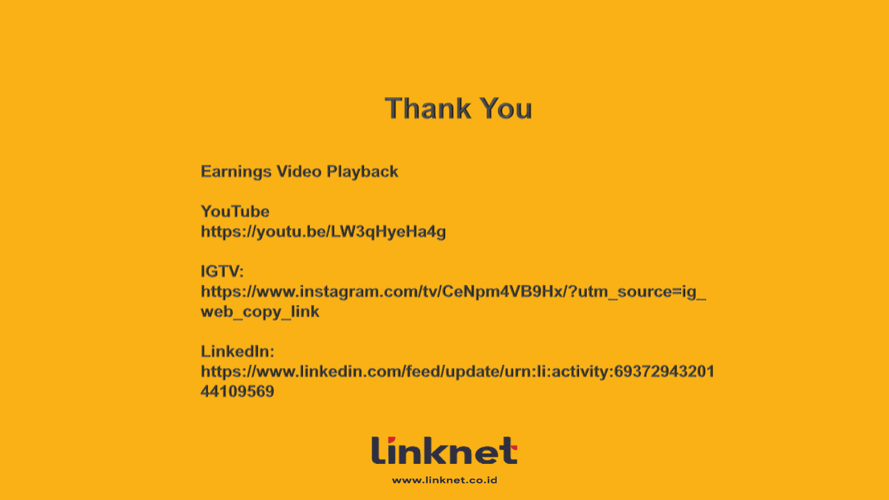# Thank You

**Earnings Video Playback**

**YouTube**
https://youtu.be/LW3qHyeHa4g

**IGTV:**
https://www.instagram.com/tv/CeNpm4VB9Hx/?utm_source=ig_web_copy_link

**LinkedIn:**
https://www.linkedin.com/feed/update/urn:li:activity:6937294320144109569

linknet

www.linknet.co.id